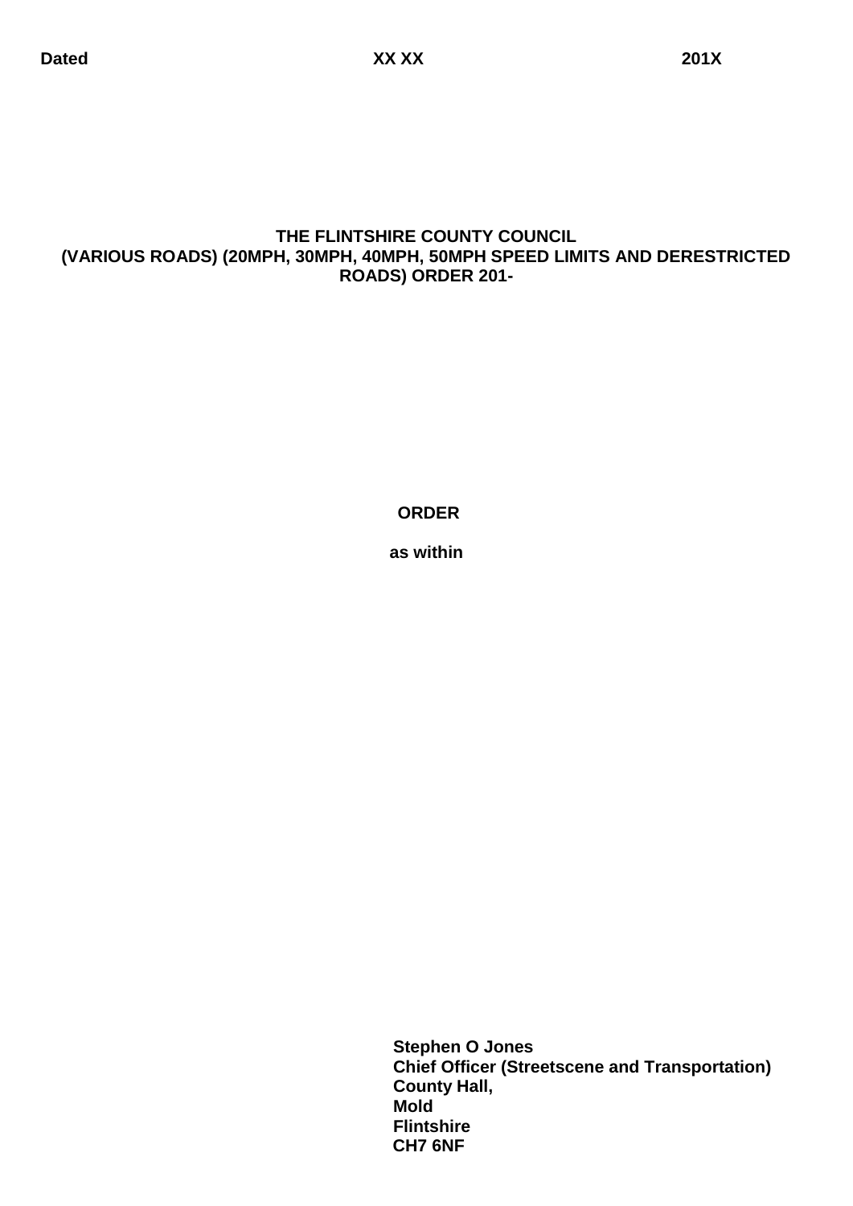**Dated** **XX XX** **201X**

# THE FLINTSHIRE COUNTY COUNCIL (VARIOUS ROADS) (20MPH, 30MPH, 40MPH, 50MPH SPEED LIMITS AND DERESTRICTED ROADS) ORDER 201-

**ORDER**

**as within**

**Stephen O Jones**
**Chief Officer (Streetscene and Transportation)**
**County Hall,**
**Mold**
**Flintshire**
**CH7 6NF**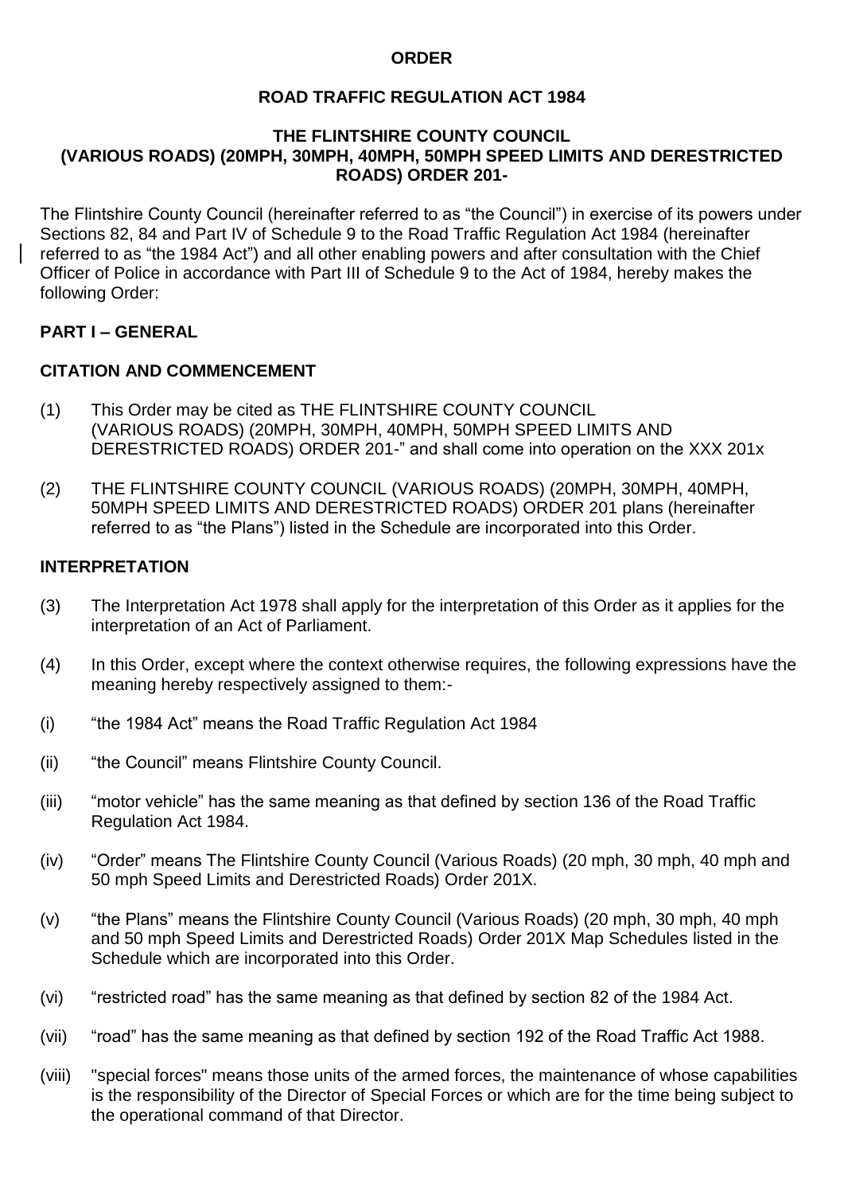**ORDER**

**ROAD TRAFFIC REGULATION ACT 1984**

**THE FLINTSHIRE COUNTY COUNCIL (VARIOUS ROADS) (20MPH, 30MPH, 40MPH, 50MPH SPEED LIMITS AND DERESTRICTED ROADS) ORDER 201-**

The Flintshire County Council (hereinafter referred to as "the Council") in exercise of its powers under Sections 82, 84 and Part IV of Schedule 9 to the Road Traffic Regulation Act 1984 (hereinafter referred to as "the 1984 Act") and all other enabling powers and after consultation with the Chief Officer of Police in accordance with Part III of Schedule 9 to the Act of 1984, hereby makes the following Order:

**PART I – GENERAL**

**CITATION AND COMMENCEMENT**

(1) This Order may be cited as THE FLINTSHIRE COUNTY COUNCIL (VARIOUS ROADS) (20MPH, 30MPH, 40MPH, 50MPH SPEED LIMITS AND DERESTRICTED ROADS) ORDER 201-" and shall come into operation on the XXX 201x

(2) THE FLINTSHIRE COUNTY COUNCIL (VARIOUS ROADS) (20MPH, 30MPH, 40MPH, 50MPH SPEED LIMITS AND DERESTRICTED ROADS) ORDER 201 plans (hereinafter referred to as "the Plans") listed in the Schedule are incorporated into this Order.

**INTERPRETATION**

(3) The Interpretation Act 1978 shall apply for the interpretation of this Order as it applies for the interpretation of an Act of Parliament.

(4) In this Order, except where the context otherwise requires, the following expressions have the meaning hereby respectively assigned to them:-

(i) "the 1984 Act" means the Road Traffic Regulation Act 1984

(ii) "the Council" means Flintshire County Council.

(iii) "motor vehicle" has the same meaning as that defined by section 136 of the Road Traffic Regulation Act 1984.

(iv) "Order" means The Flintshire County Council (Various Roads) (20 mph, 30 mph, 40 mph and 50 mph Speed Limits and Derestricted Roads) Order 201X.

(v) "the Plans" means the Flintshire County Council (Various Roads) (20 mph, 30 mph, 40 mph and 50 mph Speed Limits and Derestricted Roads) Order 201X Map Schedules listed in the Schedule which are incorporated into this Order.

(vi) "restricted road" has the same meaning as that defined by section 82 of the 1984 Act.

(vii) "road" has the same meaning as that defined by section 192 of the Road Traffic Act 1988.

(viii) "special forces" means those units of the armed forces, the maintenance of whose capabilities is the responsibility of the Director of Special Forces or which are for the time being subject to the operational command of that Director.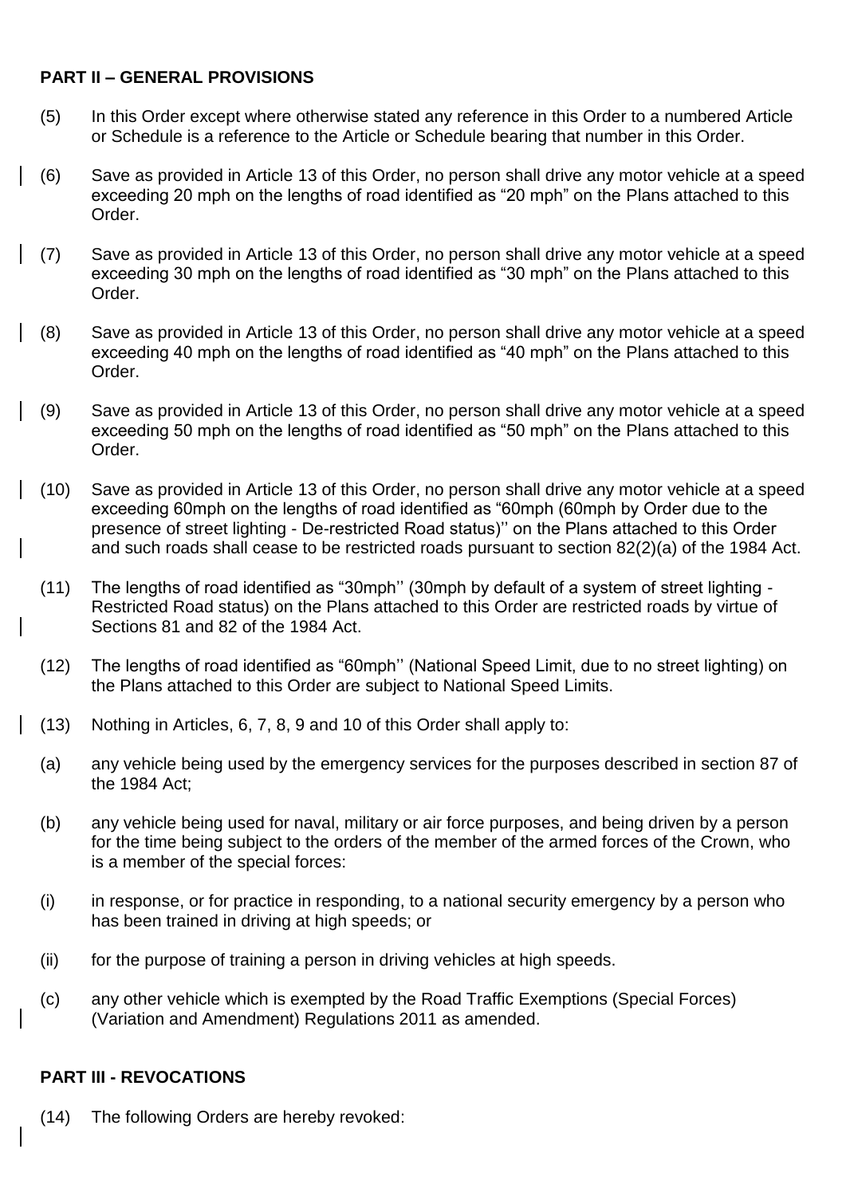## PART II – GENERAL PROVISIONS

(5) In this Order except where otherwise stated any reference in this Order to a numbered Article or Schedule is a reference to the Article or Schedule bearing that number in this Order.

(6) Save as provided in Article 13 of this Order, no person shall drive any motor vehicle at a speed exceeding 20 mph on the lengths of road identified as "20 mph" on the Plans attached to this Order.

(7) Save as provided in Article 13 of this Order, no person shall drive any motor vehicle at a speed exceeding 30 mph on the lengths of road identified as "30 mph" on the Plans attached to this Order.

(8) Save as provided in Article 13 of this Order, no person shall drive any motor vehicle at a speed exceeding 40 mph on the lengths of road identified as "40 mph" on the Plans attached to this Order.

(9) Save as provided in Article 13 of this Order, no person shall drive any motor vehicle at a speed exceeding 50 mph on the lengths of road identified as "50 mph" on the Plans attached to this Order.

(10) Save as provided in Article 13 of this Order, no person shall drive any motor vehicle at a speed exceeding 60mph on the lengths of road identified as "60mph (60mph by Order due to the presence of street lighting - De-restricted Road status)'' on the Plans attached to this Order and such roads shall cease to be restricted roads pursuant to section 82(2)(a) of the 1984 Act.

(11) The lengths of road identified as "30mph'' (30mph by default of a system of street lighting - Restricted Road status) on the Plans attached to this Order are restricted roads by virtue of Sections 81 and 82 of the 1984 Act.

(12) The lengths of road identified as "60mph'' (National Speed Limit, due to no street lighting) on the Plans attached to this Order are subject to National Speed Limits.

(13) Nothing in Articles, 6, 7, 8, 9 and 10 of this Order shall apply to:

(a) any vehicle being used by the emergency services for the purposes described in section 87 of the 1984 Act;

(b) any vehicle being used for naval, military or air force purposes, and being driven by a person for the time being subject to the orders of the member of the armed forces of the Crown, who is a member of the special forces:

(i) in response, or for practice in responding, to a national security emergency by a person who has been trained in driving at high speeds; or

(ii) for the purpose of training a person in driving vehicles at high speeds.

(c) any other vehicle which is exempted by the Road Traffic Exemptions (Special Forces) (Variation and Amendment) Regulations 2011 as amended.

## PART III - REVOCATIONS

(14) The following Orders are hereby revoked: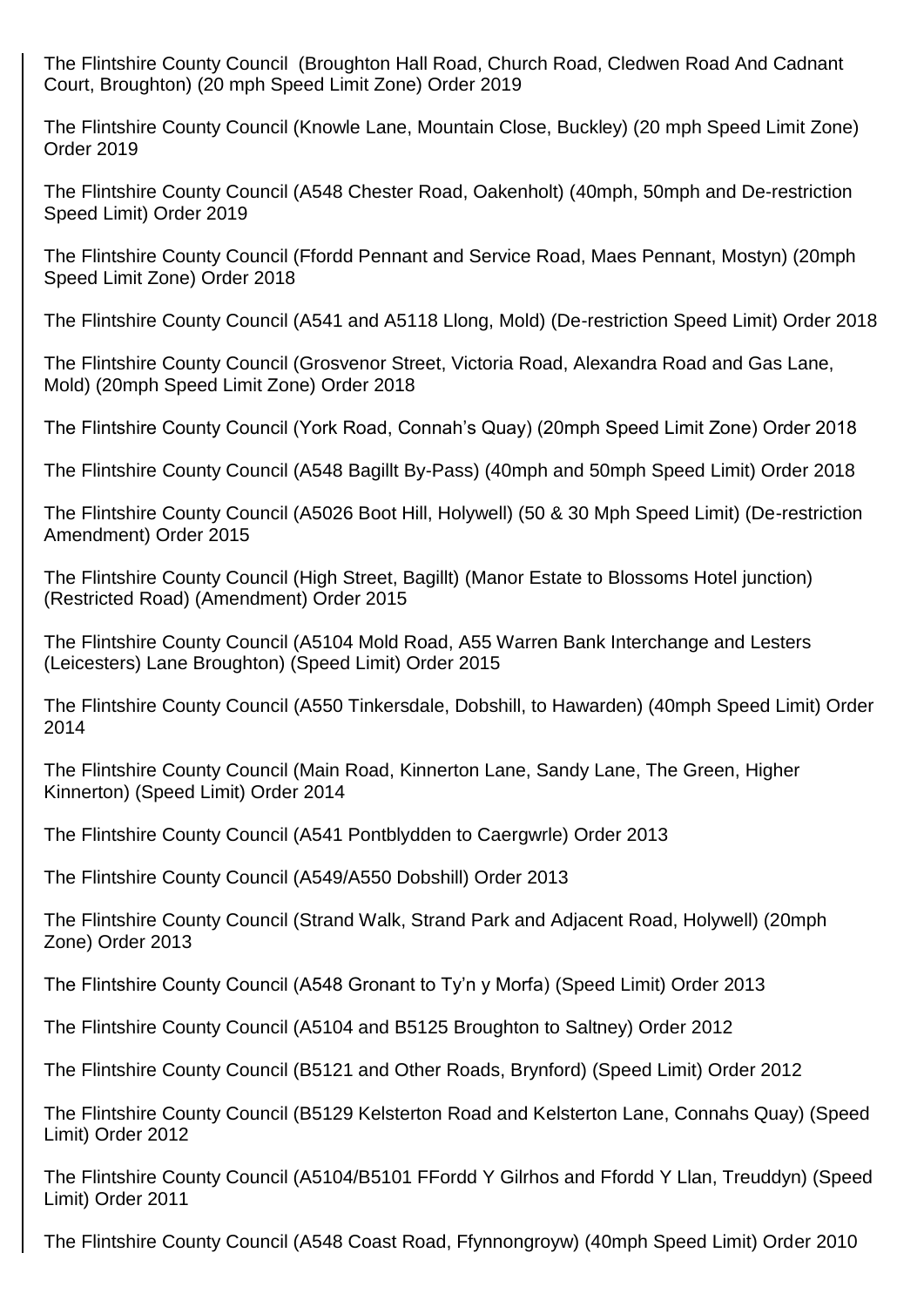The Flintshire County Council  (Broughton Hall Road, Church Road, Cledwen Road And Cadnant Court, Broughton) (20 mph Speed Limit Zone) Order 2019

The Flintshire County Council (Knowle Lane, Mountain Close, Buckley) (20 mph Speed Limit Zone) Order 2019

The Flintshire County Council (A548 Chester Road, Oakenholt) (40mph, 50mph and De-restriction Speed Limit) Order 2019

The Flintshire County Council (Ffordd Pennant and Service Road, Maes Pennant, Mostyn) (20mph Speed Limit Zone) Order 2018

The Flintshire County Council (A541 and A5118 Llong, Mold) (De-restriction Speed Limit) Order 2018

The Flintshire County Council (Grosvenor Street, Victoria Road, Alexandra Road and Gas Lane, Mold) (20mph Speed Limit Zone) Order 2018

The Flintshire County Council (York Road, Connah's Quay) (20mph Speed Limit Zone) Order 2018

The Flintshire County Council (A548 Bagillt By-Pass) (40mph and 50mph Speed Limit) Order 2018

The Flintshire County Council (A5026 Boot Hill, Holywell) (50 & 30 Mph Speed Limit) (De-restriction Amendment) Order 2015

The Flintshire County Council (High Street, Bagillt) (Manor Estate to Blossoms Hotel junction) (Restricted Road) (Amendment) Order 2015

The Flintshire County Council (A5104 Mold Road, A55 Warren Bank Interchange and Lesters (Leicesters) Lane Broughton) (Speed Limit) Order 2015

The Flintshire County Council (A550 Tinkersdale, Dobshill, to Hawarden) (40mph Speed Limit) Order 2014

The Flintshire County Council (Main Road, Kinnerton Lane, Sandy Lane, The Green, Higher Kinnerton) (Speed Limit) Order 2014

The Flintshire County Council (A541 Pontblydden to Caergwrle) Order 2013

The Flintshire County Council (A549/A550 Dobshill) Order 2013

The Flintshire County Council (Strand Walk, Strand Park and Adjacent Road, Holywell) (20mph Zone) Order 2013

The Flintshire County Council (A548 Gronant to Ty'n y Morfa) (Speed Limit) Order 2013

The Flintshire County Council (A5104 and B5125 Broughton to Saltney) Order 2012

The Flintshire County Council (B5121 and Other Roads, Brynford) (Speed Limit) Order 2012

The Flintshire County Council (B5129 Kelsterton Road and Kelsterton Lane, Connahs Quay) (Speed Limit) Order 2012

The Flintshire County Council (A5104/B5101 FFordd Y Gilrhos and Ffordd Y Llan, Treuddyn) (Speed Limit) Order 2011

The Flintshire County Council (A548 Coast Road, Ffynnongroyw) (40mph Speed Limit) Order 2010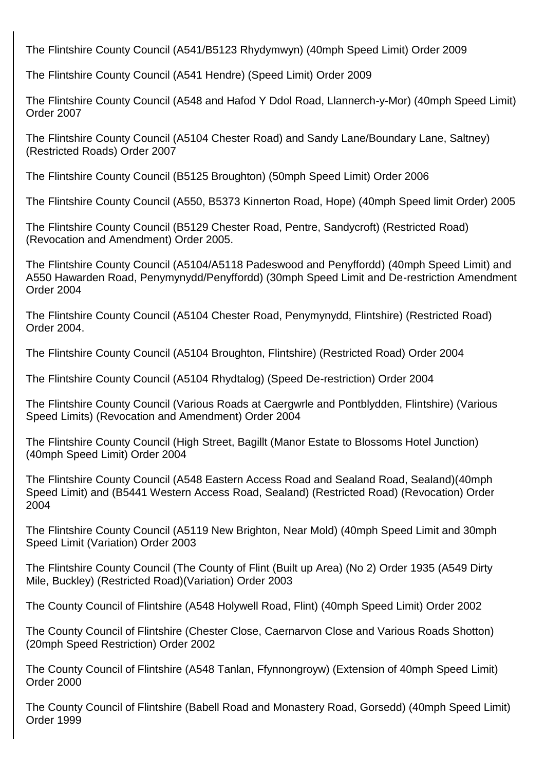The Flintshire County Council (A541/B5123 Rhydymwyn) (40mph Speed Limit) Order 2009

The Flintshire County Council (A541 Hendre) (Speed Limit) Order 2009

The Flintshire County Council (A548 and Hafod Y Ddol Road, Llannerch-y-Mor) (40mph Speed Limit) Order 2007

The Flintshire County Council (A5104 Chester Road) and Sandy Lane/Boundary Lane, Saltney) (Restricted Roads) Order 2007

The Flintshire County Council (B5125 Broughton) (50mph Speed Limit) Order 2006

The Flintshire County Council (A550, B5373 Kinnerton Road, Hope) (40mph Speed limit Order) 2005

The Flintshire County Council (B5129 Chester Road, Pentre, Sandycroft) (Restricted Road) (Revocation and Amendment) Order 2005.

The Flintshire County Council (A5104/A5118 Padeswood and Penyffordd) (40mph Speed Limit) and A550 Hawarden Road, Penymynydd/Penyffordd) (30mph Speed Limit and De-restriction Amendment Order 2004

The Flintshire County Council (A5104 Chester Road, Penymynydd, Flintshire) (Restricted Road) Order 2004.

The Flintshire County Council (A5104 Broughton, Flintshire) (Restricted Road) Order 2004

The Flintshire County Council (A5104 Rhydtalog) (Speed De-restriction) Order 2004

The Flintshire County Council (Various Roads at Caergwrle and Pontblydden, Flintshire) (Various Speed Limits) (Revocation and Amendment) Order 2004

The Flintshire County Council (High Street, Bagillt (Manor Estate to Blossoms Hotel Junction) (40mph Speed Limit) Order 2004

The Flintshire County Council (A548 Eastern Access Road and Sealand Road, Sealand)(40mph Speed Limit) and (B5441 Western Access Road, Sealand) (Restricted Road) (Revocation) Order 2004

The Flintshire County Council (A5119 New Brighton, Near Mold) (40mph Speed Limit and 30mph Speed Limit (Variation) Order 2003

The Flintshire County Council (The County of Flint (Built up Area) (No 2) Order 1935 (A549 Dirty Mile, Buckley) (Restricted Road)(Variation) Order 2003

The County Council of Flintshire (A548 Holywell Road, Flint) (40mph Speed Limit) Order 2002

The County Council of Flintshire (Chester Close, Caernarvon Close and Various Roads Shotton) (20mph Speed Restriction) Order 2002

The County Council of Flintshire (A548 Tanlan, Ffynnongroyw) (Extension of 40mph Speed Limit) Order 2000

The County Council of Flintshire (Babell Road and Monastery Road, Gorsedd) (40mph Speed Limit) Order 1999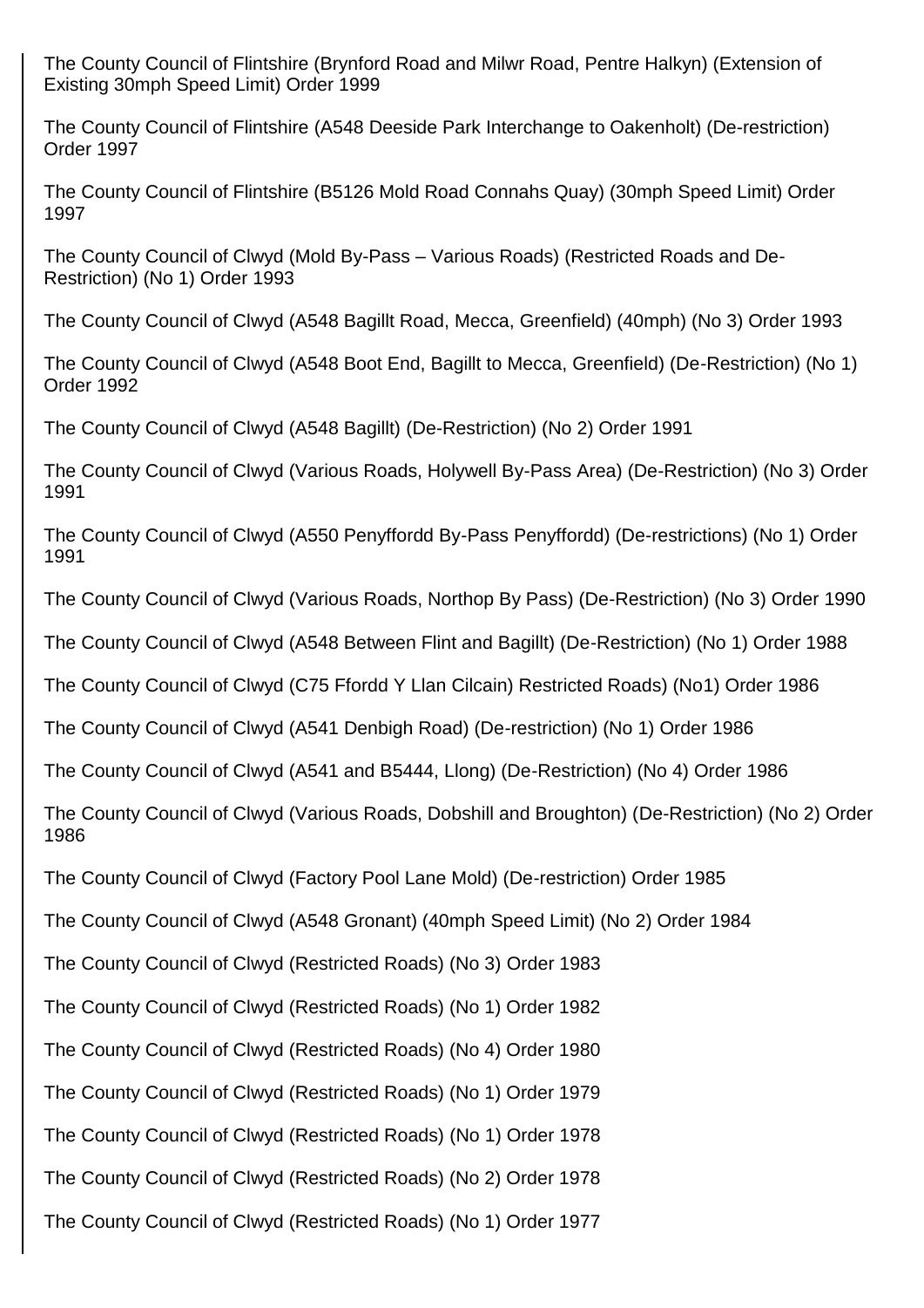The County Council of Flintshire (Brynford Road and Milwr Road, Pentre Halkyn) (Extension of Existing 30mph Speed Limit) Order 1999

The County Council of Flintshire (A548 Deeside Park Interchange to Oakenholt) (De-restriction) Order 1997

The County Council of Flintshire (B5126 Mold Road Connahs Quay) (30mph Speed Limit) Order 1997

The County Council of Clwyd (Mold By-Pass – Various Roads) (Restricted Roads and De-Restriction) (No 1) Order 1993

The County Council of Clwyd (A548 Bagillt Road, Mecca, Greenfield) (40mph) (No 3) Order 1993

The County Council of Clwyd (A548 Boot End, Bagillt to Mecca, Greenfield) (De-Restriction) (No 1) Order 1992

The County Council of Clwyd (A548 Bagillt) (De-Restriction) (No 2) Order 1991

The County Council of Clwyd (Various Roads, Holywell By-Pass Area) (De-Restriction) (No 3) Order 1991

The County Council of Clwyd (A550 Penyffordd By-Pass Penyffordd) (De-restrictions) (No 1) Order 1991

The County Council of Clwyd (Various Roads, Northop By Pass) (De-Restriction) (No 3) Order 1990

The County Council of Clwyd (A548 Between Flint and Bagillt) (De-Restriction) (No 1) Order 1988

The County Council of Clwyd (C75 Ffordd Y Llan Cilcain) Restricted Roads) (No1) Order 1986

The County Council of Clwyd (A541 Denbigh Road) (De-restriction) (No 1) Order 1986

The County Council of Clwyd (A541 and B5444, Llong) (De-Restriction) (No 4) Order 1986

The County Council of Clwyd (Various Roads, Dobshill and Broughton) (De-Restriction) (No 2) Order 1986

The County Council of Clwyd (Factory Pool Lane Mold) (De-restriction) Order 1985

The County Council of Clwyd (A548 Gronant) (40mph Speed Limit) (No 2) Order 1984

The County Council of Clwyd (Restricted Roads) (No 3) Order 1983

The County Council of Clwyd (Restricted Roads) (No 1) Order 1982

The County Council of Clwyd (Restricted Roads) (No 4) Order 1980

The County Council of Clwyd (Restricted Roads) (No 1) Order 1979

The County Council of Clwyd (Restricted Roads) (No 1) Order 1978

The County Council of Clwyd (Restricted Roads) (No 2) Order 1978

The County Council of Clwyd (Restricted Roads) (No 1) Order 1977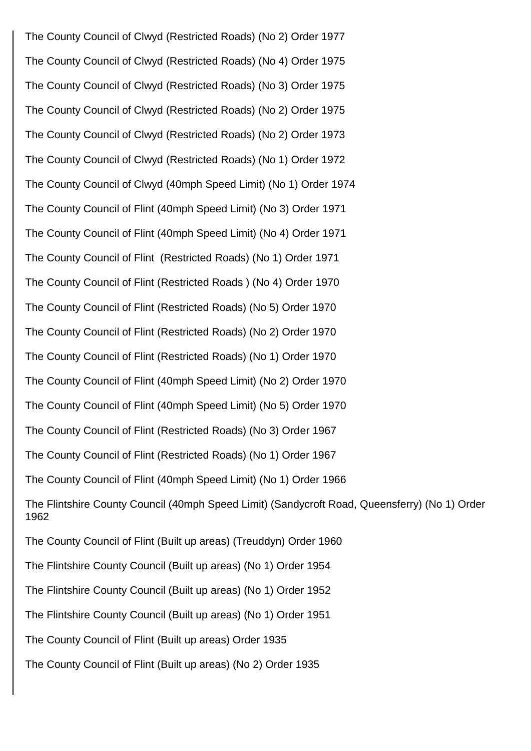The County Council of Clwyd (Restricted Roads) (No 2) Order 1977

The County Council of Clwyd (Restricted Roads) (No 4) Order 1975

The County Council of Clwyd (Restricted Roads) (No 3) Order 1975

The County Council of Clwyd (Restricted Roads) (No 2) Order 1975

The County Council of Clwyd (Restricted Roads) (No 2) Order 1973

The County Council of Clwyd (Restricted Roads) (No 1) Order 1972

The County Council of Clwyd (40mph Speed Limit) (No 1) Order 1974

The County Council of Flint (40mph Speed Limit) (No 3) Order 1971

The County Council of Flint (40mph Speed Limit) (No 4) Order 1971

The County Council of Flint  (Restricted Roads) (No 1) Order 1971

The County Council of Flint (Restricted Roads ) (No 4) Order 1970

The County Council of Flint (Restricted Roads) (No 5) Order 1970

The County Council of Flint (Restricted Roads) (No 2) Order 1970

The County Council of Flint (Restricted Roads) (No 1) Order 1970

The County Council of Flint (40mph Speed Limit) (No 2) Order 1970

The County Council of Flint (40mph Speed Limit) (No 5) Order 1970

The County Council of Flint (Restricted Roads) (No 3) Order 1967

The County Council of Flint (Restricted Roads) (No 1) Order 1967

The County Council of Flint (40mph Speed Limit) (No 1) Order 1966

The Flintshire County Council (40mph Speed Limit) (Sandycroft Road, Queensferry) (No 1) Order 1962

The County Council of Flint (Built up areas) (Treuddyn) Order 1960

The Flintshire County Council (Built up areas) (No 1) Order 1954

The Flintshire County Council (Built up areas) (No 1) Order 1952

The Flintshire County Council (Built up areas) (No 1) Order 1951

The County Council of Flint (Built up areas) Order 1935

The County Council of Flint (Built up areas) (No 2) Order 1935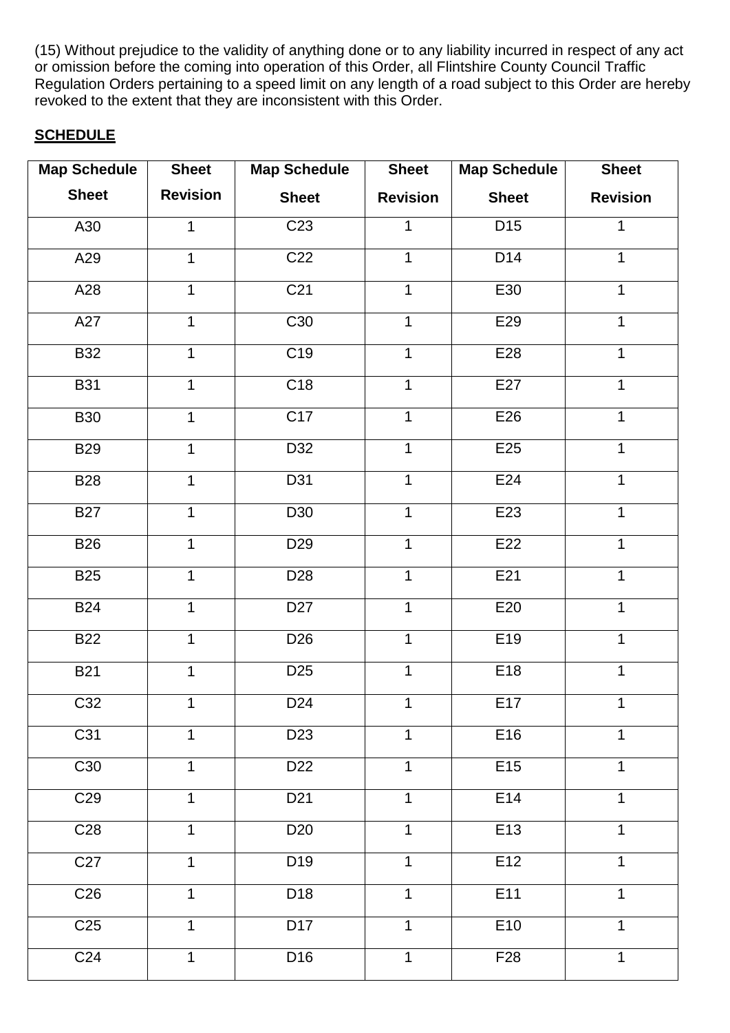(15) Without prejudice to the validity of anything done or to any liability incurred in respect of any act or omission before the coming into operation of this Order, all Flintshire County Council Traffic Regulation Orders pertaining to a speed limit on any length of a road subject to this Order are hereby revoked to the extent that they are inconsistent with this Order.

**SCHEDULE**

| Map Schedule Sheet | Sheet Revision | Map Schedule Sheet | Sheet Revision | Map Schedule Sheet | Sheet Revision |
|---|---|---|---|---|---|
| A30 | 1 | C23 | 1 | D15 | 1 |
| A29 | 1 | C22 | 1 | D14 | 1 |
| A28 | 1 | C21 | 1 | E30 | 1 |
| A27 | 1 | C30 | 1 | E29 | 1 |
| B32 | 1 | C19 | 1 | E28 | 1 |
| B31 | 1 | C18 | 1 | E27 | 1 |
| B30 | 1 | C17 | 1 | E26 | 1 |
| B29 | 1 | D32 | 1 | E25 | 1 |
| B28 | 1 | D31 | 1 | E24 | 1 |
| B27 | 1 | D30 | 1 | E23 | 1 |
| B26 | 1 | D29 | 1 | E22 | 1 |
| B25 | 1 | D28 | 1 | E21 | 1 |
| B24 | 1 | D27 | 1 | E20 | 1 |
| B22 | 1 | D26 | 1 | E19 | 1 |
| B21 | 1 | D25 | 1 | E18 | 1 |
| C32 | 1 | D24 | 1 | E17 | 1 |
| C31 | 1 | D23 | 1 | E16 | 1 |
| C30 | 1 | D22 | 1 | E15 | 1 |
| C29 | 1 | D21 | 1 | E14 | 1 |
| C28 | 1 | D20 | 1 | E13 | 1 |
| C27 | 1 | D19 | 1 | E12 | 1 |
| C26 | 1 | D18 | 1 | E11 | 1 |
| C25 | 1 | D17 | 1 | E10 | 1 |
| C24 | 1 | D16 | 1 | F28 | 1 |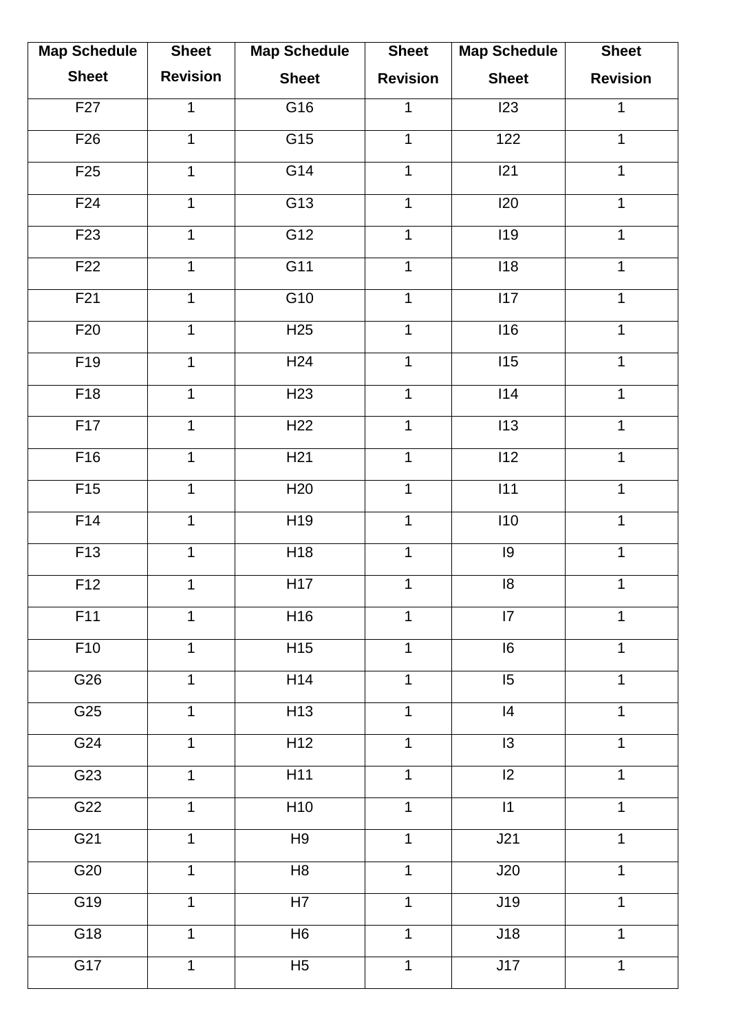| Map Schedule Sheet | Sheet Revision | Map Schedule Sheet | Sheet Revision | Map Schedule Sheet | Sheet Revision |
|---|---|---|---|---|---|
| F27 | 1 | G16 | 1 | I23 | 1 |
| F26 | 1 | G15 | 1 | 122 | 1 |
| F25 | 1 | G14 | 1 | I21 | 1 |
| F24 | 1 | G13 | 1 | I20 | 1 |
| F23 | 1 | G12 | 1 | I19 | 1 |
| F22 | 1 | G11 | 1 | I18 | 1 |
| F21 | 1 | G10 | 1 | I17 | 1 |
| F20 | 1 | H25 | 1 | I16 | 1 |
| F19 | 1 | H24 | 1 | I15 | 1 |
| F18 | 1 | H23 | 1 | I14 | 1 |
| F17 | 1 | H22 | 1 | I13 | 1 |
| F16 | 1 | H21 | 1 | I12 | 1 |
| F15 | 1 | H20 | 1 | I11 | 1 |
| F14 | 1 | H19 | 1 | I10 | 1 |
| F13 | 1 | H18 | 1 | I9 | 1 |
| F12 | 1 | H17 | 1 | I8 | 1 |
| F11 | 1 | H16 | 1 | I7 | 1 |
| F10 | 1 | H15 | 1 | I6 | 1 |
| G26 | 1 | H14 | 1 | I5 | 1 |
| G25 | 1 | H13 | 1 | I4 | 1 |
| G24 | 1 | H12 | 1 | I3 | 1 |
| G23 | 1 | H11 | 1 | I2 | 1 |
| G22 | 1 | H10 | 1 | I1 | 1 |
| G21 | 1 | H9 | 1 | J21 | 1 |
| G20 | 1 | H8 | 1 | J20 | 1 |
| G19 | 1 | H7 | 1 | J19 | 1 |
| G18 | 1 | H6 | 1 | J18 | 1 |
| G17 | 1 | H5 | 1 | J17 | 1 |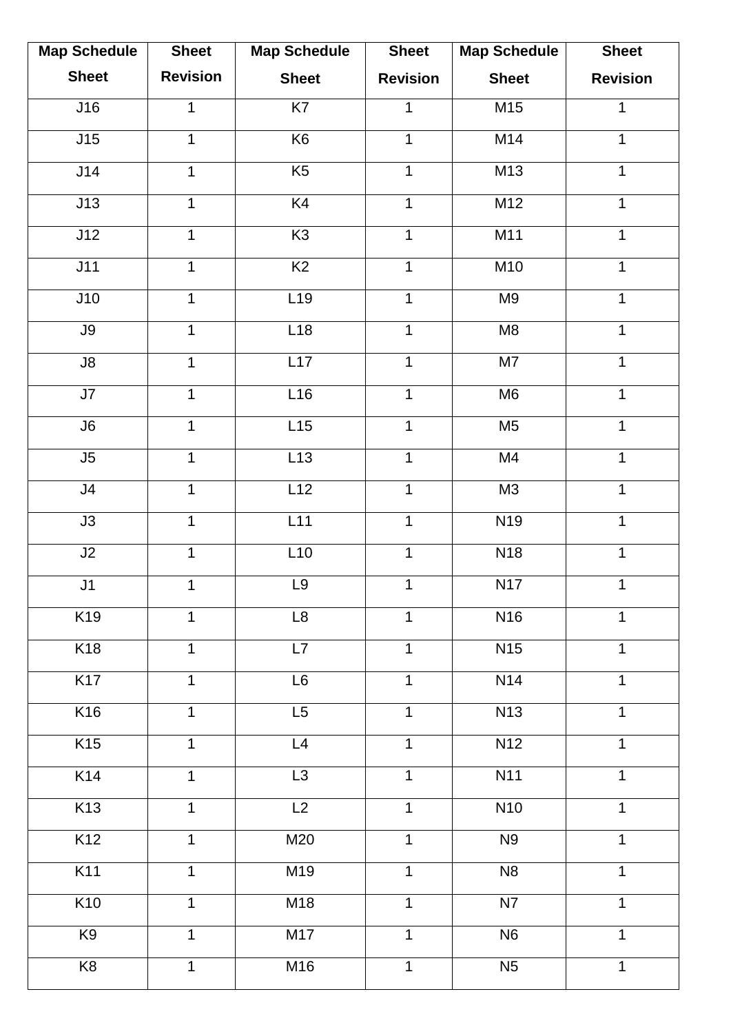| Map Schedule Sheet | Sheet Revision | Map Schedule Sheet | Sheet Revision | Map Schedule Sheet | Sheet Revision |
|---|---|---|---|---|---|
| J16 | 1 | K7 | 1 | M15 | 1 |
| J15 | 1 | K6 | 1 | M14 | 1 |
| J14 | 1 | K5 | 1 | M13 | 1 |
| J13 | 1 | K4 | 1 | M12 | 1 |
| J12 | 1 | K3 | 1 | M11 | 1 |
| J11 | 1 | K2 | 1 | M10 | 1 |
| J10 | 1 | L19 | 1 | M9 | 1 |
| J9 | 1 | L18 | 1 | M8 | 1 |
| J8 | 1 | L17 | 1 | M7 | 1 |
| J7 | 1 | L16 | 1 | M6 | 1 |
| J6 | 1 | L15 | 1 | M5 | 1 |
| J5 | 1 | L13 | 1 | M4 | 1 |
| J4 | 1 | L12 | 1 | M3 | 1 |
| J3 | 1 | L11 | 1 | N19 | 1 |
| J2 | 1 | L10 | 1 | N18 | 1 |
| J1 | 1 | L9 | 1 | N17 | 1 |
| K19 | 1 | L8 | 1 | N16 | 1 |
| K18 | 1 | L7 | 1 | N15 | 1 |
| K17 | 1 | L6 | 1 | N14 | 1 |
| K16 | 1 | L5 | 1 | N13 | 1 |
| K15 | 1 | L4 | 1 | N12 | 1 |
| K14 | 1 | L3 | 1 | N11 | 1 |
| K13 | 1 | L2 | 1 | N10 | 1 |
| K12 | 1 | M20 | 1 | N9 | 1 |
| K11 | 1 | M19 | 1 | N8 | 1 |
| K10 | 1 | M18 | 1 | N7 | 1 |
| K9 | 1 | M17 | 1 | N6 | 1 |
| K8 | 1 | M16 | 1 | N5 | 1 |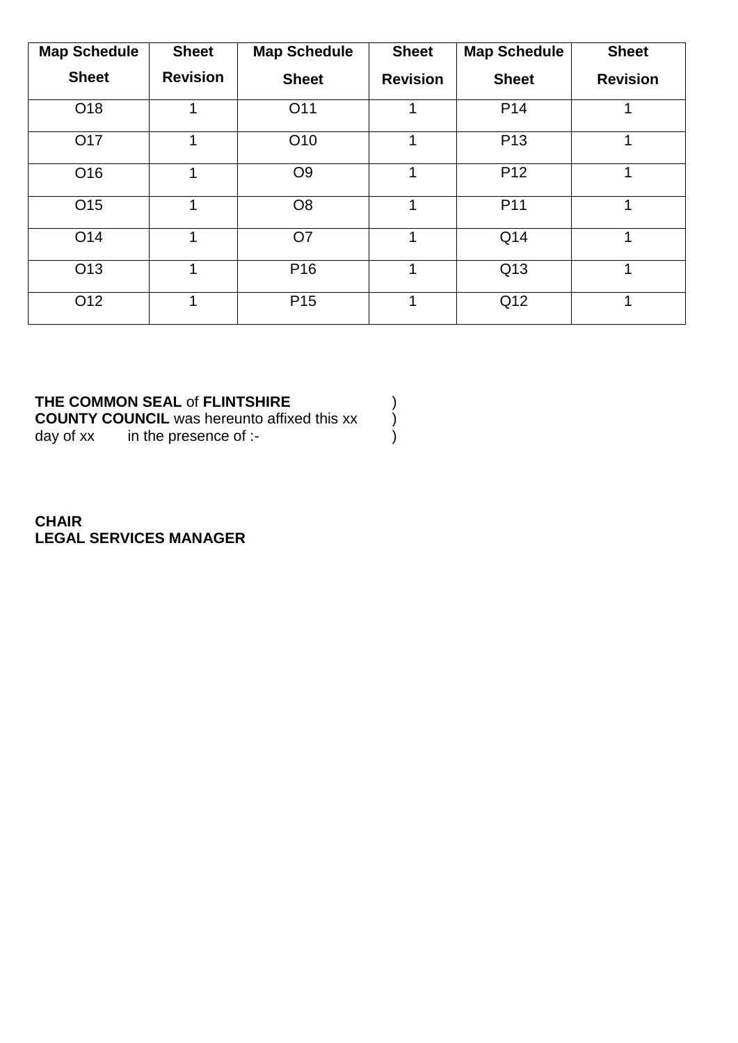| Map Schedule Sheet | Sheet Revision | Map Schedule Sheet | Sheet Revision | Map Schedule Sheet | Sheet Revision |
|---|---|---|---|---|---|
| O18 | 1 | O11 | 1 | P14 | 1 |
| O17 | 1 | O10 | 1 | P13 | 1 |
| O16 | 1 | O9 | 1 | P12 | 1 |
| O15 | 1 | O8 | 1 | P11 | 1 |
| O14 | 1 | O7 | 1 | Q14 | 1 |
| O13 | 1 | P16 | 1 | Q13 | 1 |
| O12 | 1 | P15 | 1 | Q12 | 1 |

**THE COMMON SEAL** of **FLINTSHIRE** )
**COUNTY COUNCIL** was hereunto affixed this xx )
day of xx in the presence of :- )

**CHAIR**
**LEGAL SERVICES MANAGER**